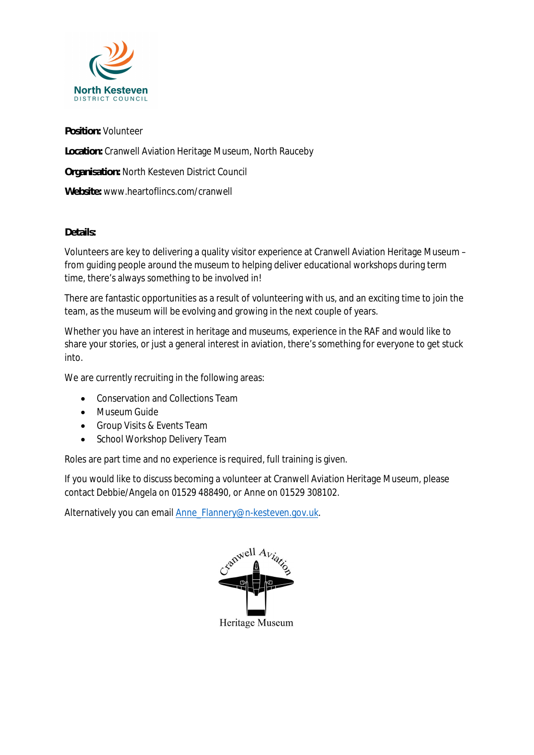**Position:** Volunteer

**Location:** Cranwell Aviation Heritage Museum, North Rauceby

**Organisation:** North Kesteven District Council

**Website:** www.heartoflincs.com/cranwell

**Details:**

Volunteers are key to delivering a quality visitor experience at Cranwell Aviation Heritage Museum – from guiding people around the museum to helping deliver educational workshops during term time, there's always something to be involved in!

There are fantastic opportunities as a result of volunteering with us, and an exciting time to join the team, as the museum will be evolving and growing in the next couple of years.

Whether you have an interest in heritage and museums, experience in the RAF and would like to share your stories, or just a general interest in aviation, there's something for everyone to get stuck into.

We are currently recruiting in the following areas:

- Conservation and Collections Team
- Museum Guide
- Group Visits & Events Team
- School Workshop Delivery Team

Roles are part time and no experience is required, full training is given.

If you would like to discuss becoming a volunteer at Cranwell Aviation Heritage Museum, please contact Debbie/Angela on 01529 488490, or Anne on 01529 308102.

Alternatively you can email Anne_Flannery@n-kesteven.gov.uk.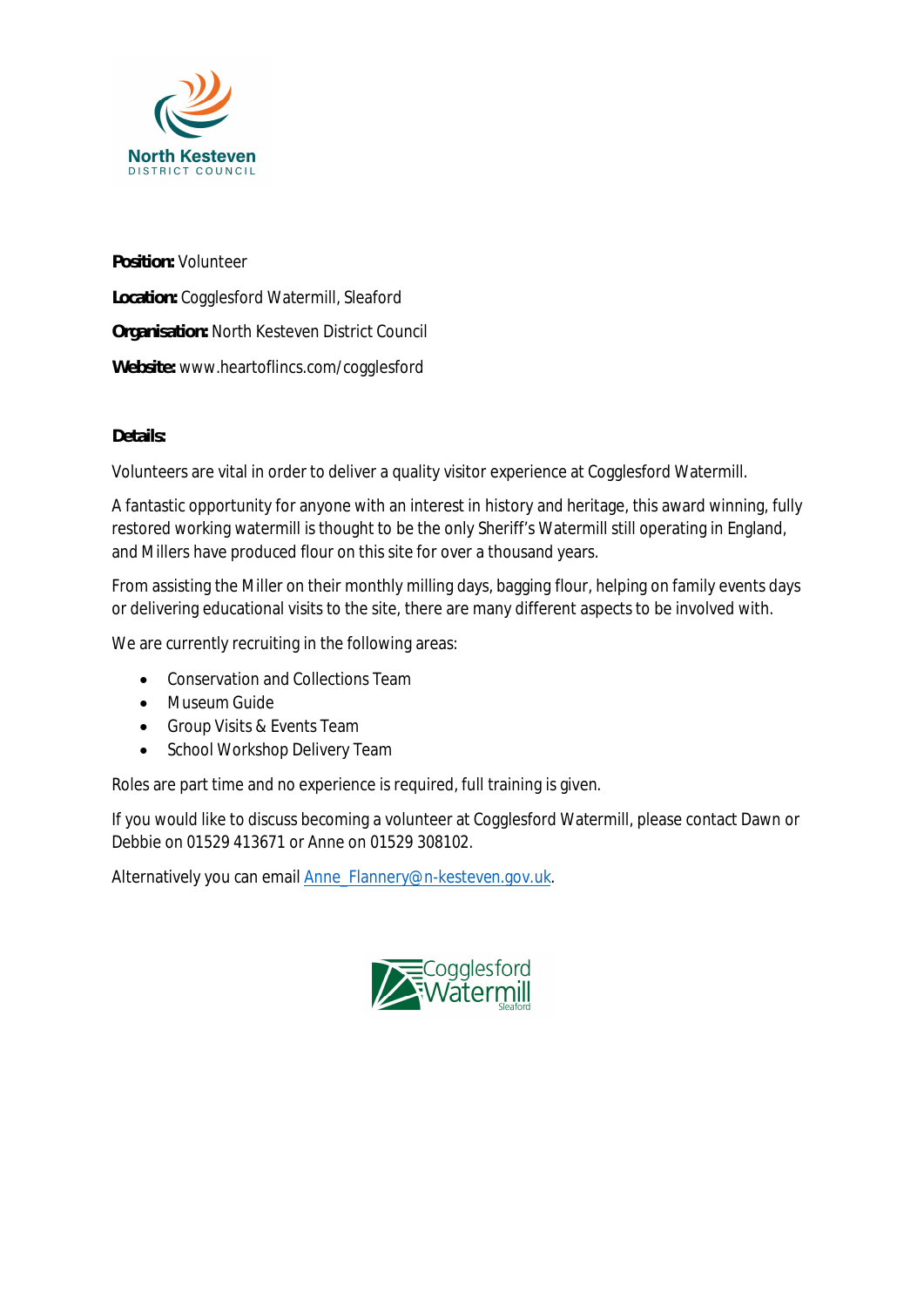North Kesteven
DISTRICT COUNCIL

**Position:** Volunteer

**Location:** Cogglesford Watermill, Sleaford

**Organisation:** North Kesteven District Council

**Website:** www.heartoflincs.com/cogglesford

**Details:**

Volunteers are vital in order to deliver a quality visitor experience at Cogglesford Watermill.

A fantastic opportunity for anyone with an interest in history and heritage, this award winning, fully restored working watermill is thought to be the only Sheriff's Watermill still operating in England, and Millers have produced flour on this site for over a thousand years.

From assisting the Miller on their monthly milling days, bagging flour, helping on family events days or delivering educational visits to the site, there are many different aspects to be involved with.

We are currently recruiting in the following areas:

- Conservation and Collections Team
- Museum Guide
- Group Visits & Events Team
- School Workshop Delivery Team

Roles are part time and no experience is required, full training is given.

If you would like to discuss becoming a volunteer at Cogglesford Watermill, please contact Dawn or Debbie on 01529 413671 or Anne on 01529 308102.

Alternatively you can email Anne_Flannery@n-kesteven.gov.uk.

Cogglesford Watermill
Sleaford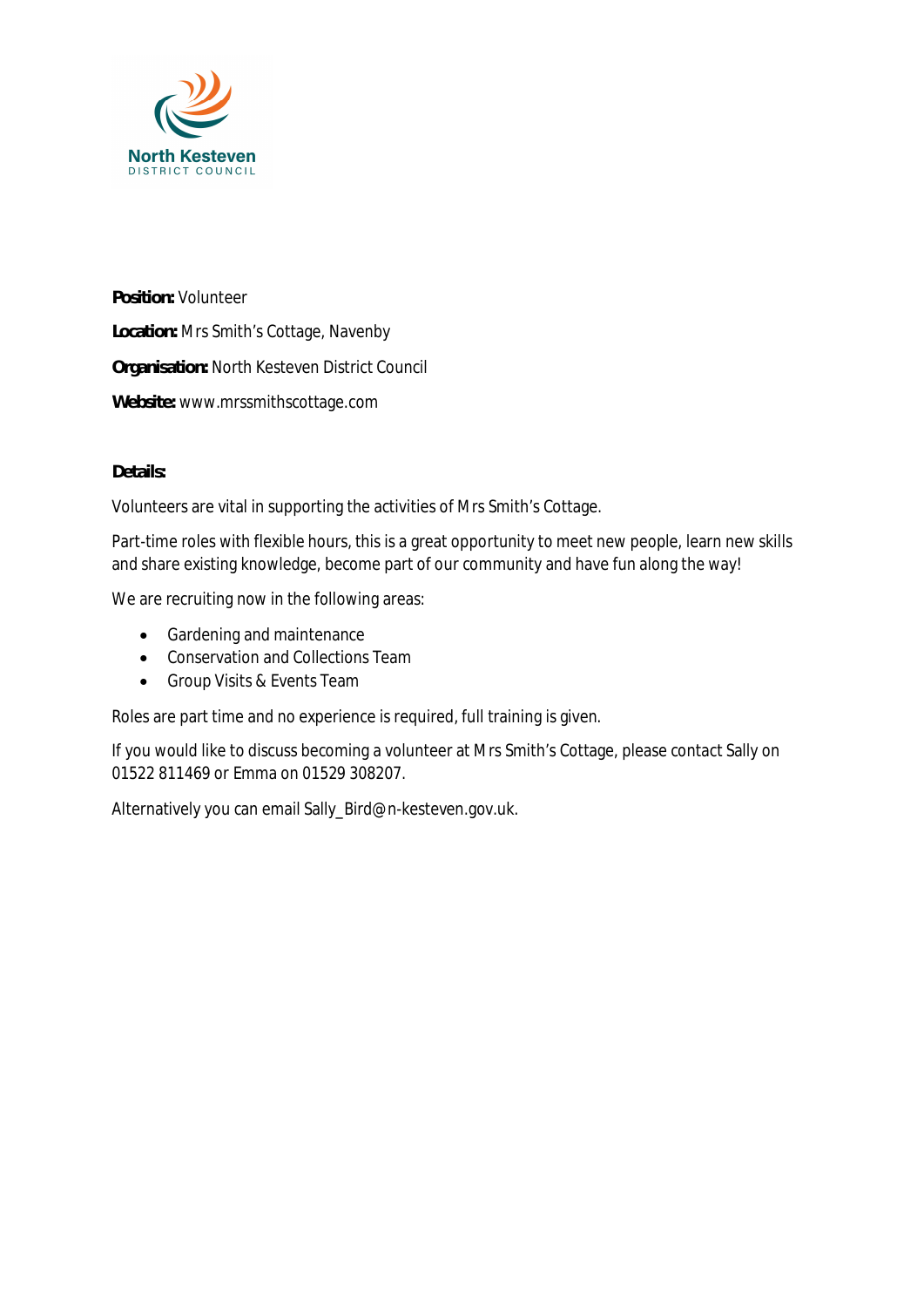North Kesteven
DISTRICT COUNCIL

**Position:** Volunteer

**Location:** Mrs Smith's Cottage, Navenby

**Organisation:** North Kesteven District Council

**Website:** www.mrssmithscottage.com

**Details:**

Volunteers are vital in supporting the activities of Mrs Smith's Cottage.

Part-time roles with flexible hours, this is a great opportunity to meet new people, learn new skills and share existing knowledge, become part of our community and have fun along the way!

We are recruiting now in the following areas:

- Gardening and maintenance
- Conservation and Collections Team
- Group Visits & Events Team

Roles are part time and no experience is required, full training is given.

If you would like to discuss becoming a volunteer at Mrs Smith's Cottage, please contact Sally on 01522 811469 or Emma on 01529 308207.

Alternatively you can email Sally_Bird@n-kesteven.gov.uk.